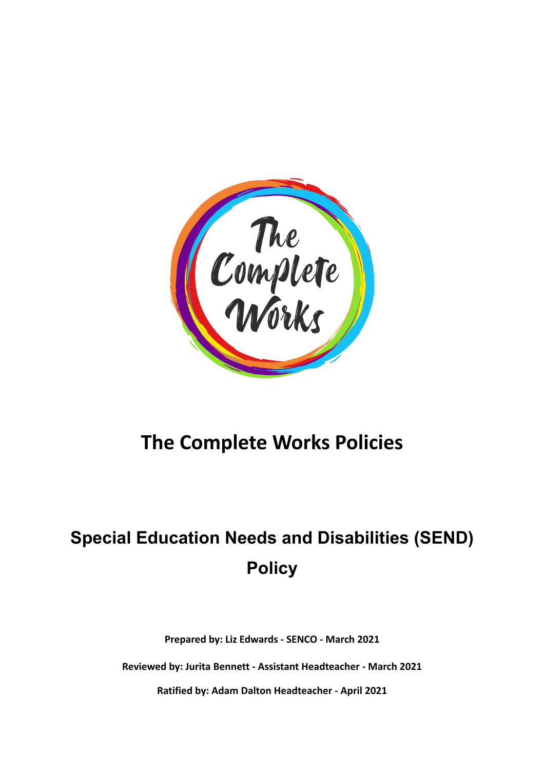# The Complete Works Policies

## Special Education Needs and Disabilities (SEND) Policy

**Prepared by: Liz Edwards - SENCO - March 2021**

**Reviewed by: Jurita Bennett - Assistant Headteacher - March 2021**

**Ratified by: Adam Dalton Headteacher - April 2021**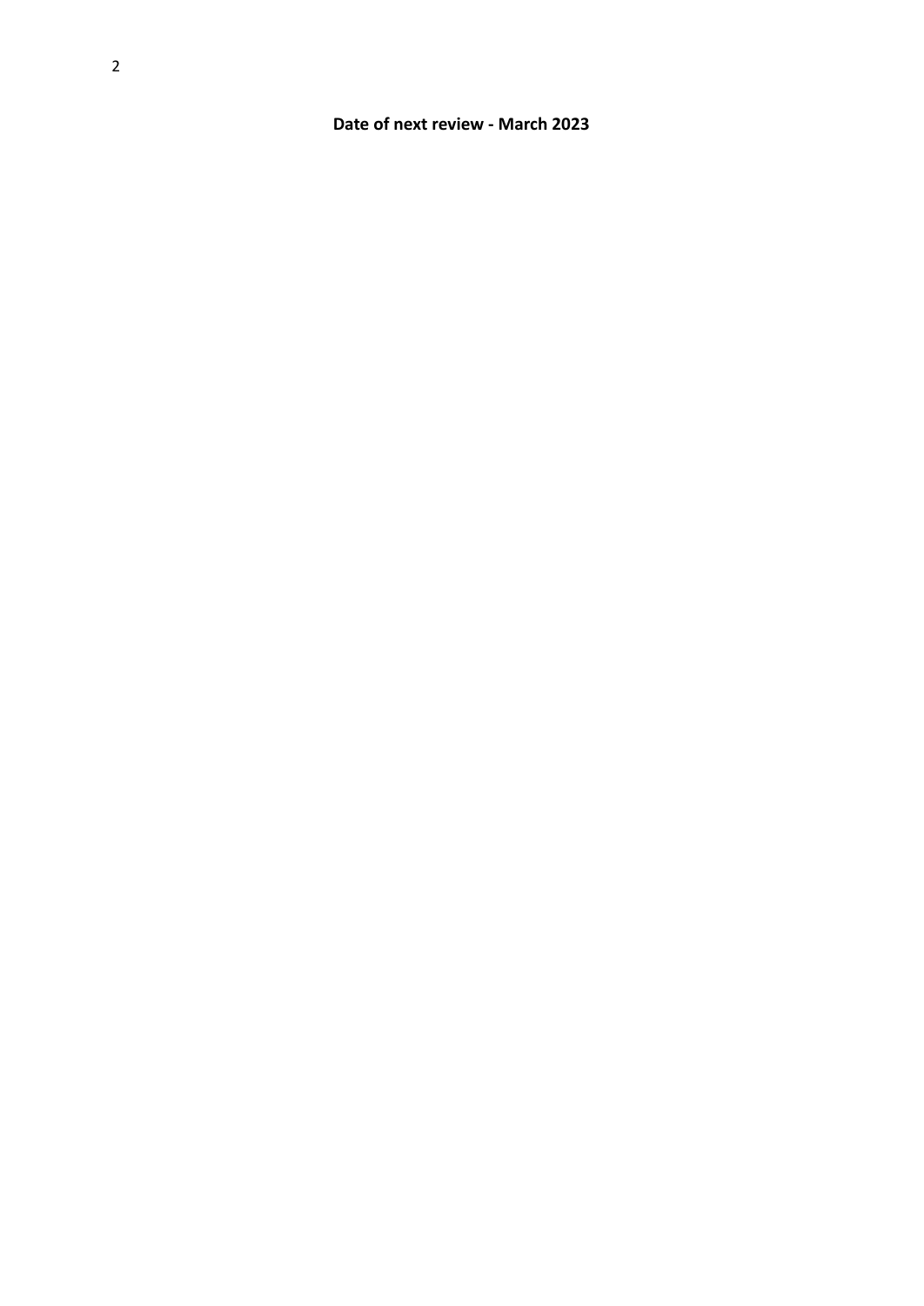**Date of next review - March 2023**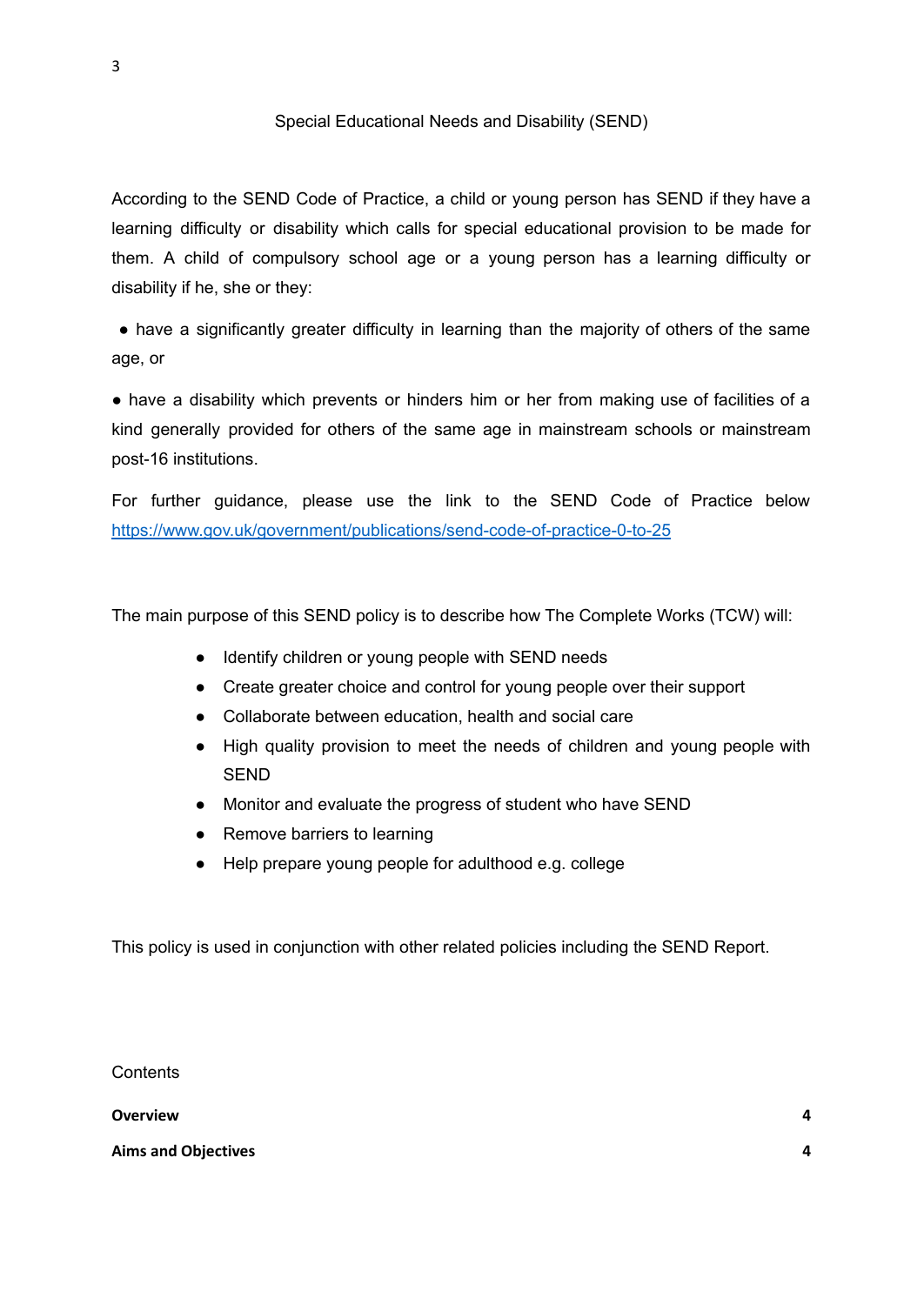# Special Educational Needs and Disability (SEND)

According to the SEND Code of Practice, a child or young person has SEND if they have a learning difficulty or disability which calls for special educational provision to be made for them. A child of compulsory school age or a young person has a learning difficulty or disability if he, she or they:

- have a significantly greater difficulty in learning than the majority of others of the same age, or
- have a disability which prevents or hinders him or her from making use of facilities of a kind generally provided for others of the same age in mainstream schools or mainstream post-16 institutions.

For further guidance, please use the link to the SEND Code of Practice below [https://www.gov.uk/government/publications/send-code-of-practice-0-to-25](https://www.gov.uk/government/publications/send-code-of-practice-0-to-25)

The main purpose of this SEND policy is to describe how The Complete Works (TCW) will:

- Identify children or young people with SEND needs
- Create greater choice and control for young people over their support
- Collaborate between education, health and social care
- High quality provision to meet the needs of children and young people with SEND
- Monitor and evaluate the progress of student who have SEND
- Remove barriers to learning
- Help prepare young people for adulthood e.g. college

This policy is used in conjunction with other related policies including the SEND Report.

Contents

| | |
|---|---|
| **Overview** | **4** |
| **Aims and Objectives** | **4** |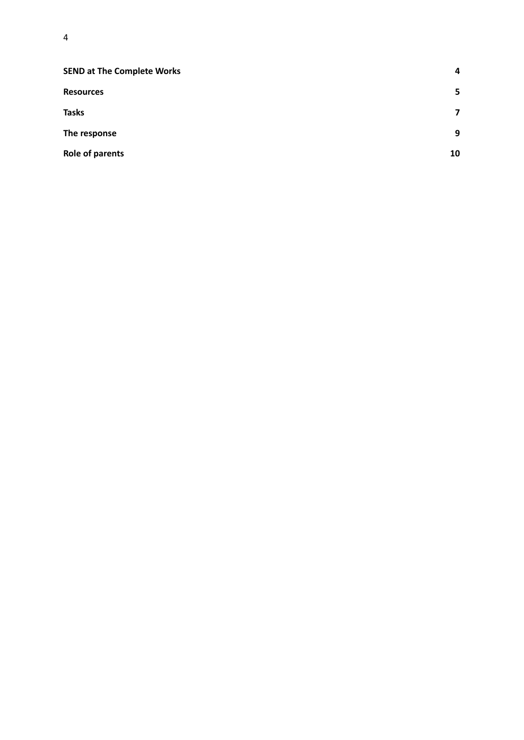| | |
|---|---|
| **SEND at The Complete Works** | **4** |
| **Resources** | **5** |
| **Tasks** | **7** |
| **The response** | **9** |
| **Role of parents** | **10** |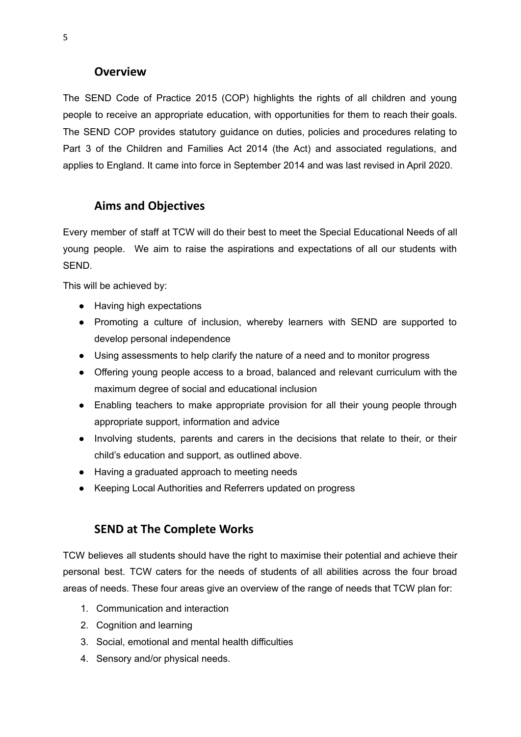## Overview

The SEND Code of Practice 2015 (COP) highlights the rights of all children and young people to receive an appropriate education, with opportunities for them to reach their goals. The SEND COP provides statutory guidance on duties, policies and procedures relating to Part 3 of the Children and Families Act 2014 (the Act) and associated regulations, and applies to England. It came into force in September 2014 and was last revised in April 2020.

## Aims and Objectives

Every member of staff at TCW will do their best to meet the Special Educational Needs of all young people. We aim to raise the aspirations and expectations of all our students with SEND.

This will be achieved by:

- Having high expectations
- Promoting a culture of inclusion, whereby learners with SEND are supported to develop personal independence
- Using assessments to help clarify the nature of a need and to monitor progress
- Offering young people access to a broad, balanced and relevant curriculum with the maximum degree of social and educational inclusion
- Enabling teachers to make appropriate provision for all their young people through appropriate support, information and advice
- Involving students, parents and carers in the decisions that relate to their, or their child's education and support, as outlined above.
- Having a graduated approach to meeting needs
- Keeping Local Authorities and Referrers updated on progress

## SEND at The Complete Works

TCW believes all students should have the right to maximise their potential and achieve their personal best. TCW caters for the needs of students of all abilities across the four broad areas of needs. These four areas give an overview of the range of needs that TCW plan for:

1. Communication and interaction
2. Cognition and learning
3. Social, emotional and mental health difficulties
4. Sensory and/or physical needs.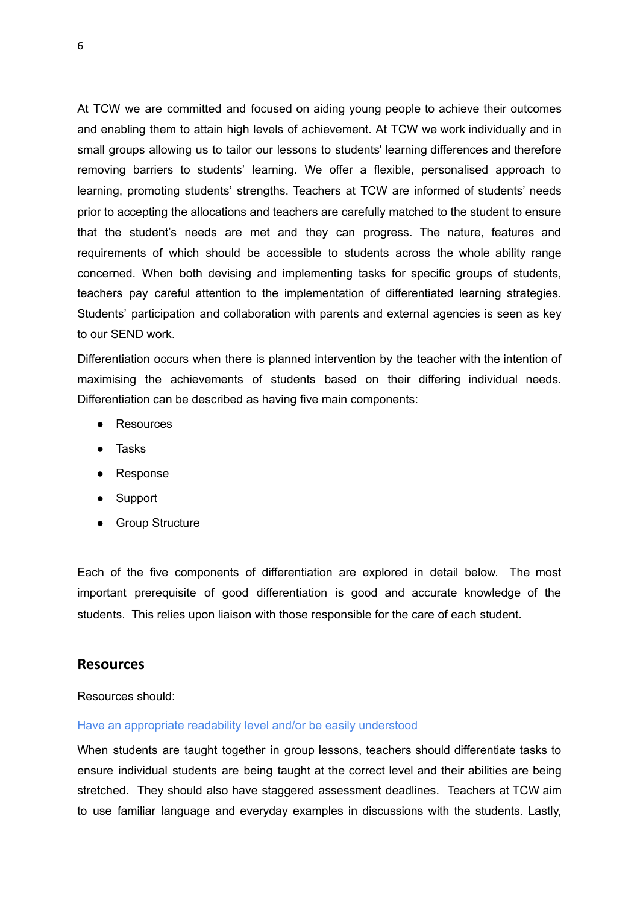At TCW we are committed and focused on aiding young people to achieve their outcomes and enabling them to attain high levels of achievement. At TCW we work individually and in small groups allowing us to tailor our lessons to students' learning differences and therefore removing barriers to students' learning. We offer a flexible, personalised approach to learning, promoting students' strengths. Teachers at TCW are informed of students' needs prior to accepting the allocations and teachers are carefully matched to the student to ensure that the student's needs are met and they can progress. The nature, features and requirements of which should be accessible to students across the whole ability range concerned. When both devising and implementing tasks for specific groups of students, teachers pay careful attention to the implementation of differentiated learning strategies. Students' participation and collaboration with parents and external agencies is seen as key to our SEND work.

Differentiation occurs when there is planned intervention by the teacher with the intention of maximising the achievements of students based on their differing individual needs. Differentiation can be described as having five main components:

- Resources
- Tasks
- Response
- Support
- Group Structure

Each of the five components of differentiation are explored in detail below. The most important prerequisite of good differentiation is good and accurate knowledge of the students. This relies upon liaison with those responsible for the care of each student.

## Resources

Resources should:

### Have an appropriate readability level and/or be easily understood

When students are taught together in group lessons, teachers should differentiate tasks to ensure individual students are being taught at the correct level and their abilities are being stretched. They should also have staggered assessment deadlines. Teachers at TCW aim to use familiar language and everyday examples in discussions with the students. Lastly,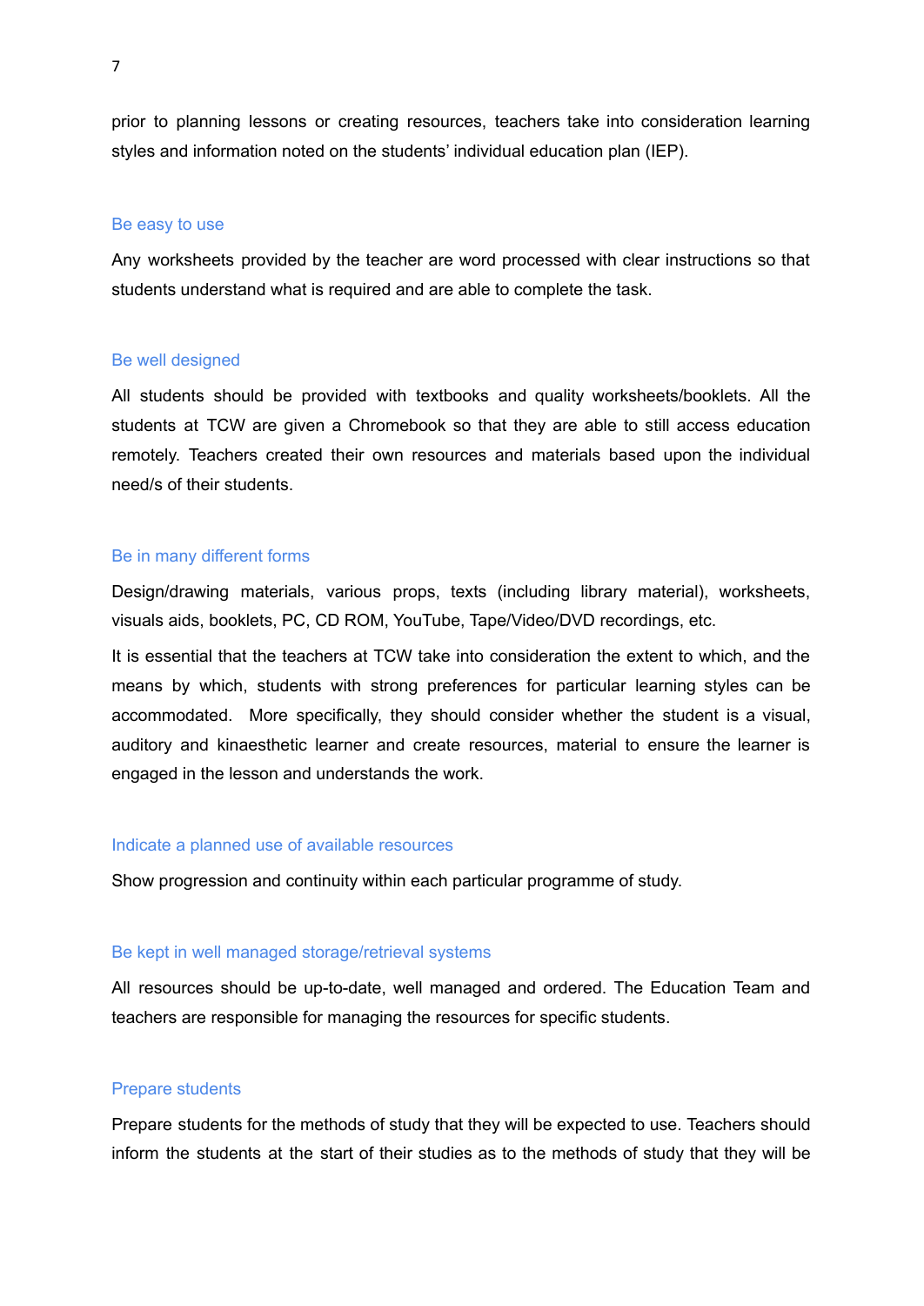prior to planning lessons or creating resources, teachers take into consideration learning styles and information noted on the students' individual education plan (IEP).

### Be easy to use

Any worksheets provided by the teacher are word processed with clear instructions so that students understand what is required and are able to complete the task.

### Be well designed

All students should be provided with textbooks and quality worksheets/booklets. All the students at TCW are given a Chromebook so that they are able to still access education remotely. Teachers created their own resources and materials based upon the individual need/s of their students.

### Be in many different forms

Design/drawing materials, various props, texts (including library material), worksheets, visuals aids, booklets, PC, CD ROM, YouTube, Tape/Video/DVD recordings, etc.

It is essential that the teachers at TCW take into consideration the extent to which, and the means by which, students with strong preferences for particular learning styles can be accommodated. More specifically, they should consider whether the student is a visual, auditory and kinaesthetic learner and create resources, material to ensure the learner is engaged in the lesson and understands the work.

### Indicate a planned use of available resources

Show progression and continuity within each particular programme of study.

### Be kept in well managed storage/retrieval systems

All resources should be up-to-date, well managed and ordered. The Education Team and teachers are responsible for managing the resources for specific students.

### Prepare students

Prepare students for the methods of study that they will be expected to use. Teachers should inform the students at the start of their studies as to the methods of study that they will be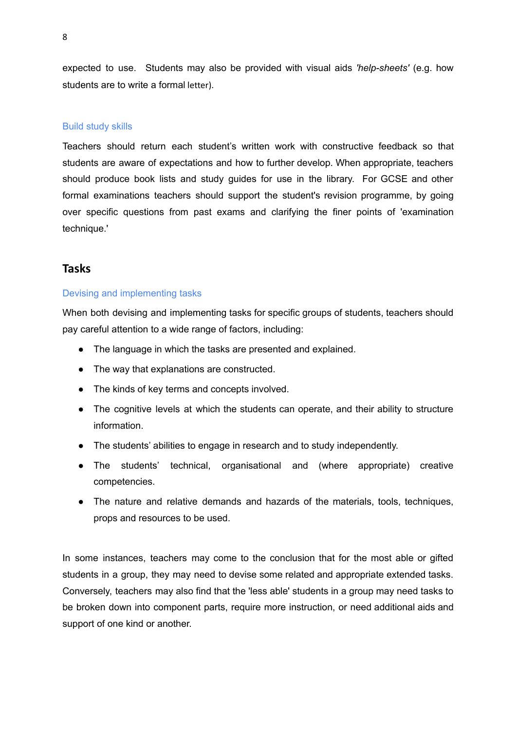expected to use. Students may also be provided with visual aids *'help-sheets'* (e.g. how students are to write a formal letter).

### Build study skills

Teachers should return each student's written work with constructive feedback so that students are aware of expectations and how to further develop. When appropriate, teachers should produce book lists and study guides for use in the library. For GCSE and other formal examinations teachers should support the student's revision programme, by going over specific questions from past exams and clarifying the finer points of 'examination technique.'

## Tasks

### Devising and implementing tasks

When both devising and implementing tasks for specific groups of students, teachers should pay careful attention to a wide range of factors, including:

- The language in which the tasks are presented and explained.
- The way that explanations are constructed.
- The kinds of key terms and concepts involved.
- The cognitive levels at which the students can operate, and their ability to structure information.
- The students' abilities to engage in research and to study independently.
- The students' technical, organisational and (where appropriate) creative competencies.
- The nature and relative demands and hazards of the materials, tools, techniques, props and resources to be used.

In some instances, teachers may come to the conclusion that for the most able or gifted students in a group, they may need to devise some related and appropriate extended tasks. Conversely, teachers may also find that the 'less able' students in a group may need tasks to be broken down into component parts, require more instruction, or need additional aids and support of one kind or another.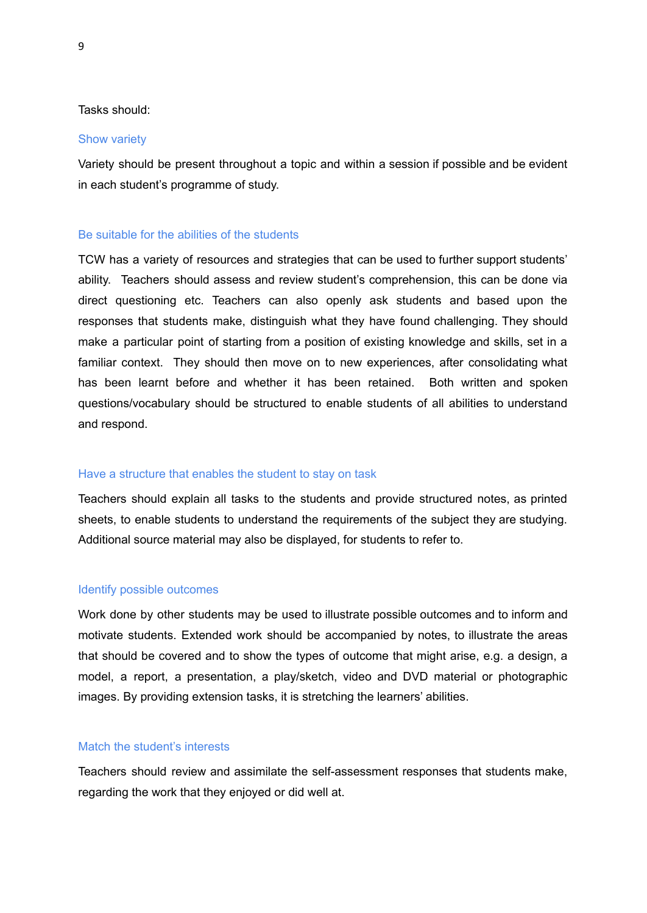Tasks should:

### Show variety

Variety should be present throughout a topic and within a session if possible and be evident in each student's programme of study.

### Be suitable for the abilities of the students

TCW has a variety of resources and strategies that can be used to further support students' ability. Teachers should assess and review student's comprehension, this can be done via direct questioning etc. Teachers can also openly ask students and based upon the responses that students make, distinguish what they have found challenging. They should make a particular point of starting from a position of existing knowledge and skills, set in a familiar context. They should then move on to new experiences, after consolidating what has been learnt before and whether it has been retained. Both written and spoken questions/vocabulary should be structured to enable students of all abilities to understand and respond.

### Have a structure that enables the student to stay on task

Teachers should explain all tasks to the students and provide structured notes, as printed sheets, to enable students to understand the requirements of the subject they are studying. Additional source material may also be displayed, for students to refer to.

### Identify possible outcomes

Work done by other students may be used to illustrate possible outcomes and to inform and motivate students. Extended work should be accompanied by notes, to illustrate the areas that should be covered and to show the types of outcome that might arise, e.g. a design, a model, a report, a presentation, a play/sketch, video and DVD material or photographic images. By providing extension tasks, it is stretching the learners' abilities.

### Match the student's interests

Teachers should review and assimilate the self-assessment responses that students make, regarding the work that they enjoyed or did well at.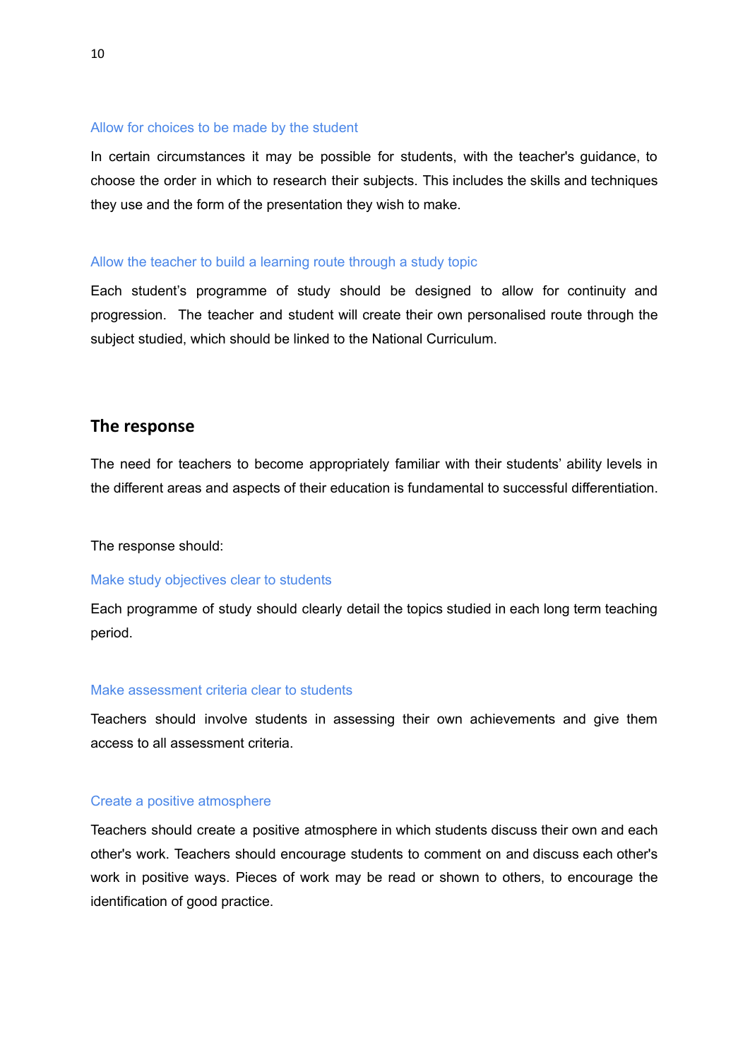### Allow for choices to be made by the student

In certain circumstances it may be possible for students, with the teacher's guidance, to choose the order in which to research their subjects. This includes the skills and techniques they use and the form of the presentation they wish to make.

### Allow the teacher to build a learning route through a study topic

Each student's programme of study should be designed to allow for continuity and progression. The teacher and student will create their own personalised route through the subject studied, which should be linked to the National Curriculum.

## The response

The need for teachers to become appropriately familiar with their students' ability levels in the different areas and aspects of their education is fundamental to successful differentiation.

The response should:

### Make study objectives clear to students

Each programme of study should clearly detail the topics studied in each long term teaching period.

### Make assessment criteria clear to students

Teachers should involve students in assessing their own achievements and give them access to all assessment criteria.

### Create a positive atmosphere

Teachers should create a positive atmosphere in which students discuss their own and each other's work. Teachers should encourage students to comment on and discuss each other's work in positive ways. Pieces of work may be read or shown to others, to encourage the identification of good practice.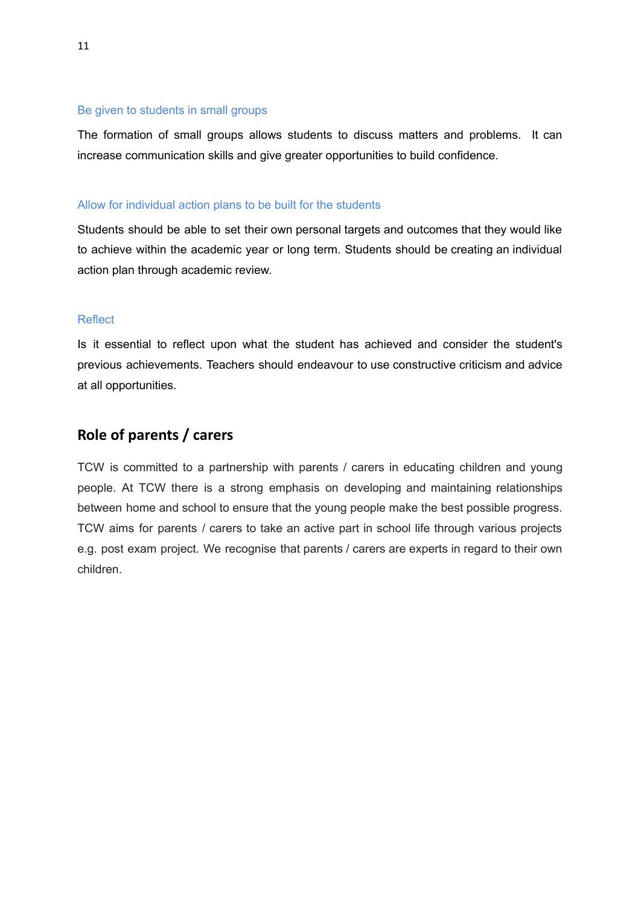### Be given to students in small groups

The formation of small groups allows students to discuss matters and problems. It can increase communication skills and give greater opportunities to build confidence.

### Allow for individual action plans to be built for the students

Students should be able to set their own personal targets and outcomes that they would like to achieve within the academic year or long term. Students should be creating an individual action plan through academic review.

### Reflect

Is it essential to reflect upon what the student has achieved and consider the student's previous achievements. Teachers should endeavour to use constructive criticism and advice at all opportunities.

## Role of parents / carers

TCW is committed to a partnership with parents / carers in educating children and young people. At TCW there is a strong emphasis on developing and maintaining relationships between home and school to ensure that the young people make the best possible progress. TCW aims for parents / carers to take an active part in school life through various projects e.g. post exam project. We recognise that parents / carers are experts in regard to their own children.